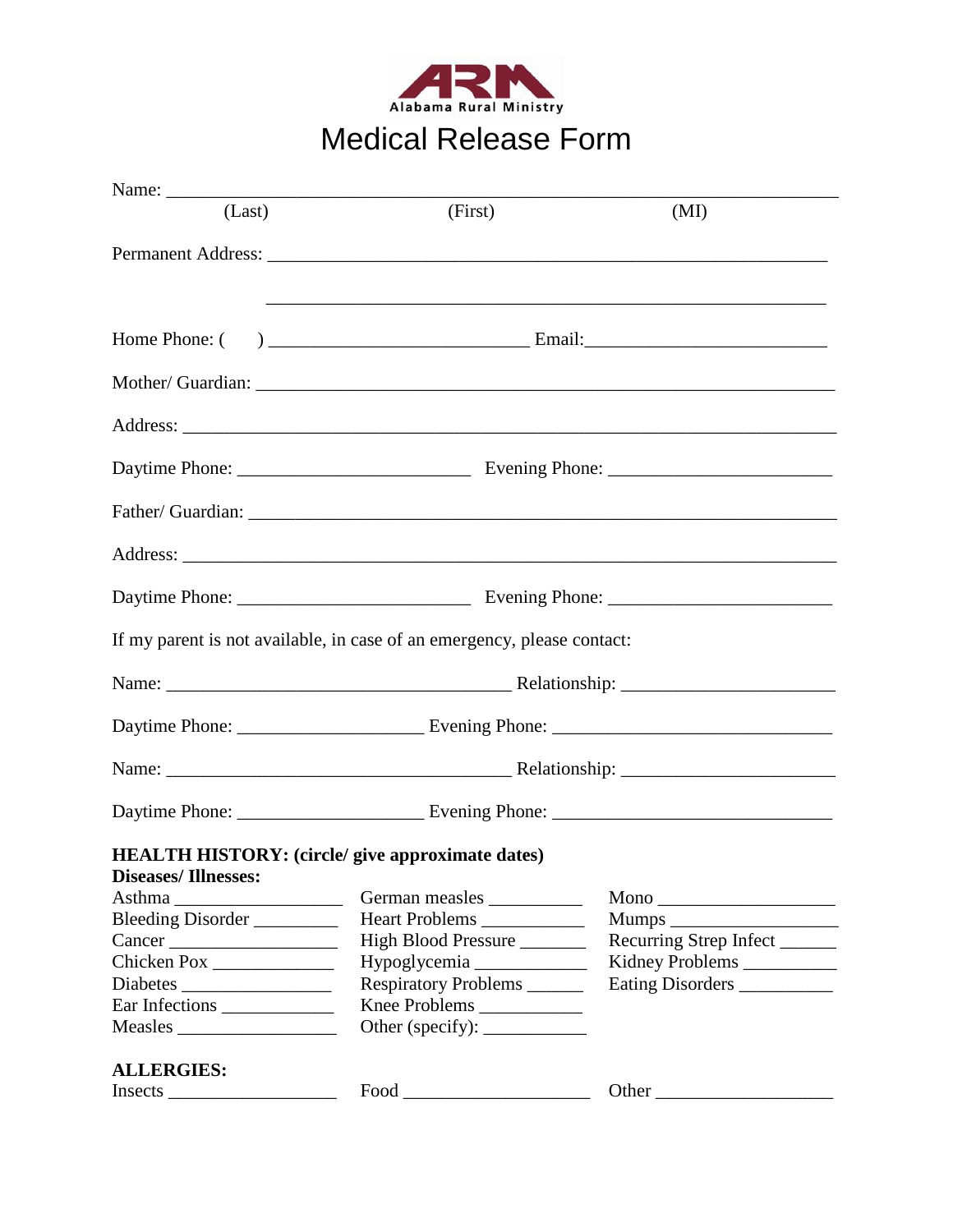ARM
Alabama Rural Ministry

# Medical Release Form

Name: ______________________________________________________________
(Last) (First) (MI)

Permanent Address: ___________________________________________________

___________________________________________________

Home Phone: ( ) ________________________ Email:______________________

Mother/ Guardian: _____________________________________________________

Address: ______________________________________________________________

Daytime Phone: ______________________ Evening Phone: ____________________

Father/ Guardian: ______________________________________________________

Address: ______________________________________________________________

Daytime Phone: ______________________ Evening Phone: ____________________

If my parent is not available, in case of an emergency, please contact:

Name: ________________________________ Relationship: ___________________

Daytime Phone: _________________ Evening Phone: __________________________

Name: ________________________________ Relationship: ___________________

Daytime Phone: _________________ Evening Phone: __________________________

**HEALTH HISTORY: (circle/ give approximate dates)**
**Diseases/ Illnesses:**

| | | |
|---|---|---|
| Asthma _________________ | German measles _________ | Mono __________________ |
| Bleeding Disorder ________ | Heart Problems __________ | Mumps _________________ |
| Cancer __________________ | High Blood Pressure _______ | Recurring Strep Infect ______ |
| Chicken Pox _____________ | Hypoglycemia ___________ | Kidney Problems _________ |
| Diabetes ________________ | Respiratory Problems ______ | Eating Disorders _________ |
| Ear Infections ____________ | Knee Problems __________ | |
| Measles ________________ | Other (specify): __________ | |

**ALLERGIES:**

| | | |
|---|---|---|
| Insects _________________ | Food ___________________ | Other __________________ |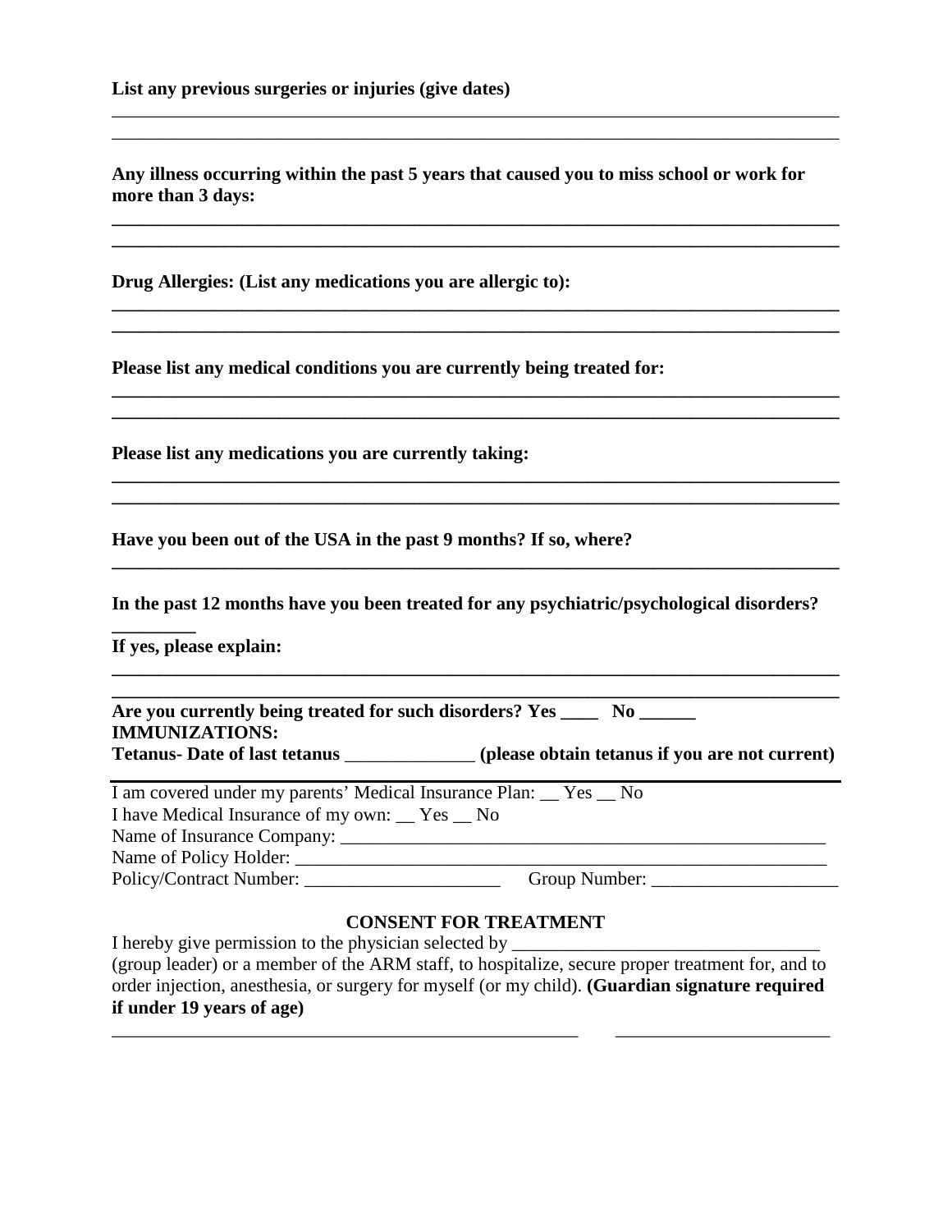**List any previous surgeries or injuries (give dates)**

________________________________________________________________________________
________________________________________________________________________________

**Any illness occurring within the past 5 years that caused you to miss school or work for more than 3 days:**

________________________________________________________________________________
________________________________________________________________________________

**Drug Allergies: (List any medications you are allergic to):**

________________________________________________________________________________
________________________________________________________________________________

**Please list any medical conditions you are currently being treated for:**

________________________________________________________________________________
________________________________________________________________________________

**Please list any medications you are currently taking:**

________________________________________________________________________________
________________________________________________________________________________

**Have you been out of the USA in the past 9 months? If so, where?**

________________________________________________________________________________

**In the past 12 months have you been treated for any psychiatric/psychological disorders? _________**

**If yes, please explain:**

________________________________________________________________________________
________________________________________________________________________________

**Are you currently being treated for such disorders? Yes ____ No ______**

**IMMUNIZATIONS:**

**Tetanus- Date of last tetanus** ______________ **(please obtain tetanus if you are not current)**

---

I am covered under my parents' Medical Insurance Plan: __ Yes __ No

I have Medical Insurance of my own: __ Yes __ No

Name of Insurance Company: _______________________________________________________

Name of Policy Holder: ___________________________________________________________

Policy/Contract Number: _____________________ Group Number: ____________________

**CONSENT FOR TREATMENT**

I hereby give permission to the physician selected by _________________________________ (group leader) or a member of the ARM staff, to hospitalize, secure proper treatment for, and to order injection, anesthesia, or surgery for myself (or my child). **(Guardian signature required if under 19 years of age)**

_____________________________________________________ _______________________